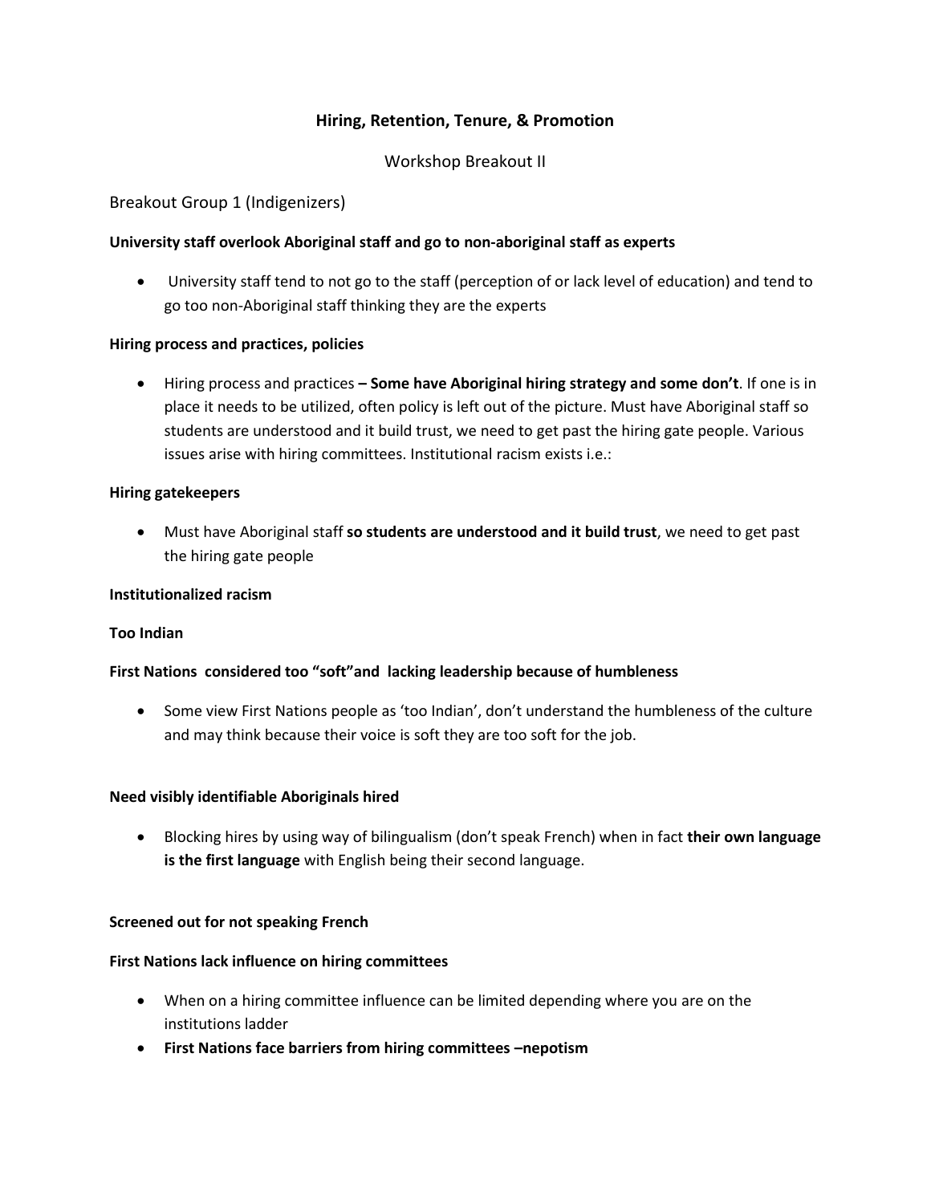# Hiring, Retention, Tenure, & Promotion

## Workshop Breakout II

### Breakout Group 1 (Indigenizers)

**University staff overlook Aboriginal staff and go to non-aboriginal staff as experts**

- University staff tend to not go to the staff (perception of or lack level of education) and tend to go too non-Aboriginal staff thinking they are the experts

**Hiring process and practices, policies**

- Hiring process and practices **– Some have Aboriginal hiring strategy and some don't**. If one is in place it needs to be utilized, often policy is left out of the picture. Must have Aboriginal staff so students are understood and it build trust, we need to get past the hiring gate people. Various issues arise with hiring committees. Institutional racism exists i.e.:

**Hiring gatekeepers**

- Must have Aboriginal staff **so students are understood and it build trust**, we need to get past the hiring gate people

**Institutionalized racism**

**Too Indian**

**First Nations considered too "soft" and lacking leadership because of humbleness**

- Some view First Nations people as 'too Indian', don't understand the humbleness of the culture and may think because their voice is soft they are too soft for the job.

**Need visibly identifiable Aboriginals hired**

- Blocking hires by using way of bilingualism (don't speak French) when in fact **their own language is the first language** with English being their second language.

**Screened out for not speaking French**

**First Nations lack influence on hiring committees**

- When on a hiring committee influence can be limited depending where you are on the institutions ladder
- **First Nations face barriers from hiring committees –nepotism**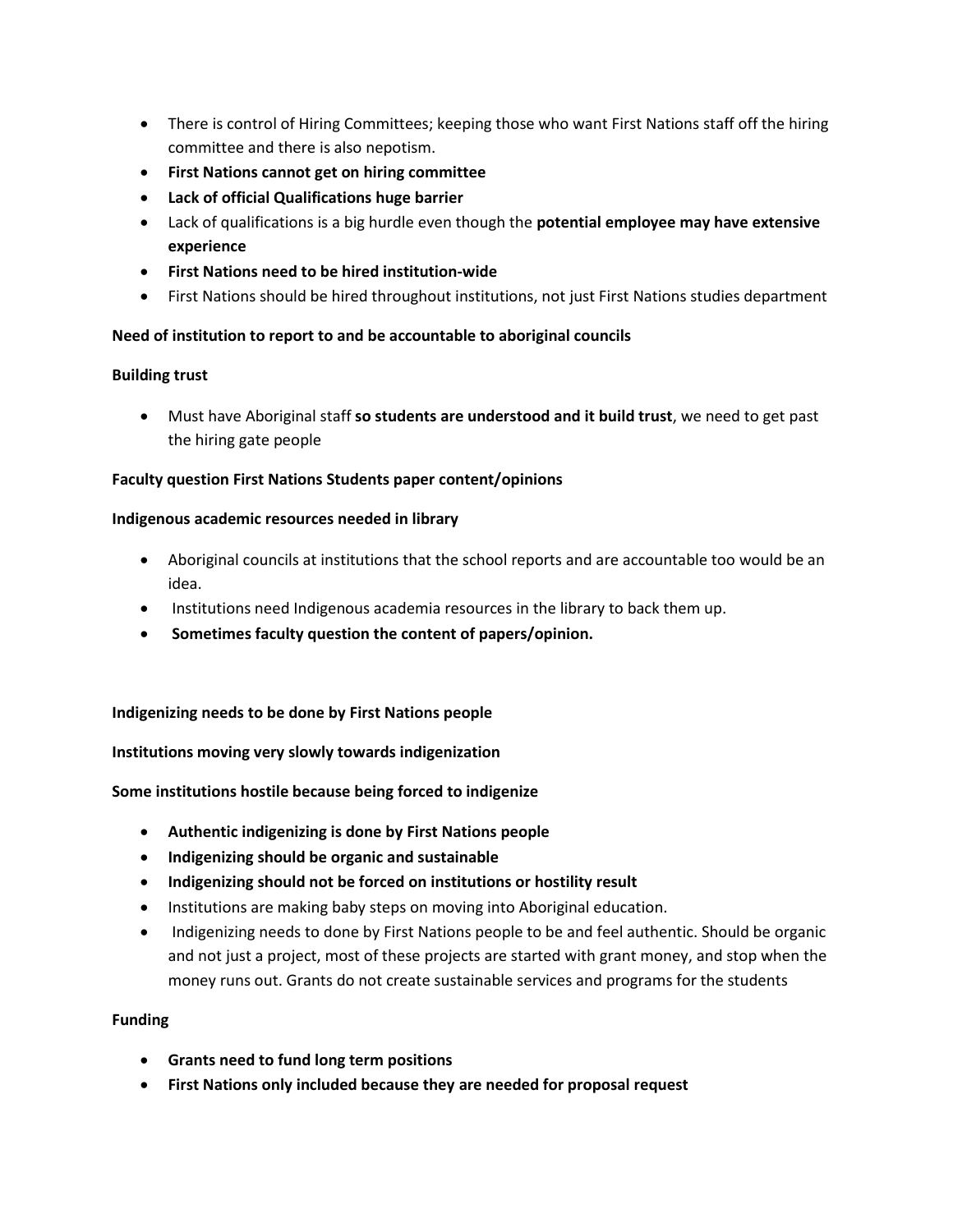- There is control of Hiring Committees; keeping those who want First Nations staff off the hiring committee and there is also nepotism.
- **First Nations cannot get on hiring committee**
- **Lack of official Qualifications huge barrier**
- Lack of qualifications is a big hurdle even though the **potential employee may have extensive experience**
- **First Nations need to be hired institution-wide**
- First Nations should be hired throughout institutions, not just First Nations studies department

**Need of institution to report to and be accountable to aboriginal councils**

**Building trust**

- Must have Aboriginal staff **so students are understood and it build trust**, we need to get past the hiring gate people

**Faculty question First Nations Students paper content/opinions**

**Indigenous academic resources needed in library**

- Aboriginal councils at institutions that the school reports and are accountable too would be an idea.
- Institutions need Indigenous academia resources in the library to back them up.
- **Sometimes faculty question the content of papers/opinion.**

**Indigenizing needs to be done by First Nations people**

**Institutions moving very slowly towards indigenization**

**Some institutions hostile because being forced to indigenize**

- **Authentic indigenizing is done by First Nations people**
- **Indigenizing should be organic and sustainable**
- **Indigenizing should not be forced on institutions or hostility result**
- Institutions are making baby steps on moving into Aboriginal education.
- Indigenizing needs to done by First Nations people to be and feel authentic. Should be organic and not just a project, most of these projects are started with grant money, and stop when the money runs out. Grants do not create sustainable services and programs for the students

**Funding**

- **Grants need to fund long term positions**
- **First Nations only included because they are needed for proposal request**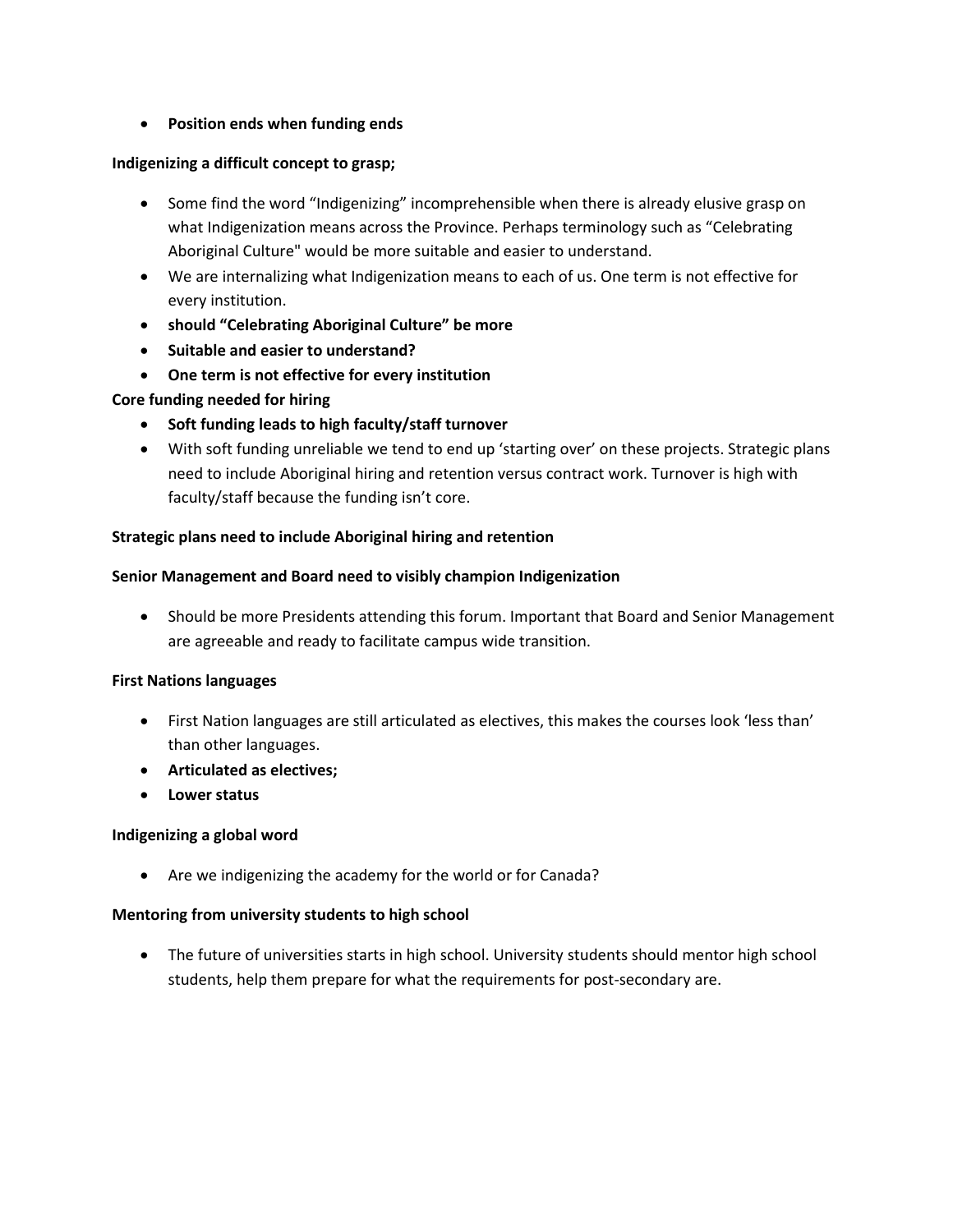- **Position ends when funding ends**

**Indigenizing a difficult concept to grasp;**

- Some find the word "Indigenizing" incomprehensible when there is already elusive grasp on what Indigenization means across the Province. Perhaps terminology such as "Celebrating Aboriginal Culture" would be more suitable and easier to understand.
- We are internalizing what Indigenization means to each of us. One term is not effective for every institution.
- **should "Celebrating Aboriginal Culture" be more**
- **Suitable and easier to understand?**
- **One term is not effective for every institution**

**Core funding needed for hiring**

- **Soft funding leads to high faculty/staff turnover**
- With soft funding unreliable we tend to end up 'starting over' on these projects. Strategic plans need to include Aboriginal hiring and retention versus contract work. Turnover is high with faculty/staff because the funding isn't core.

**Strategic plans need to include Aboriginal hiring and retention**

**Senior Management and Board need to visibly champion Indigenization**

- Should be more Presidents attending this forum. Important that Board and Senior Management are agreeable and ready to facilitate campus wide transition.

**First Nations languages**

- First Nation languages are still articulated as electives, this makes the courses look 'less than' than other languages.
- **Articulated as electives;**
- **Lower status**

**Indigenizing a global word**

- Are we indigenizing the academy for the world or for Canada?

**Mentoring from university students to high school**

- The future of universities starts in high school. University students should mentor high school students, help them prepare for what the requirements for post-secondary are.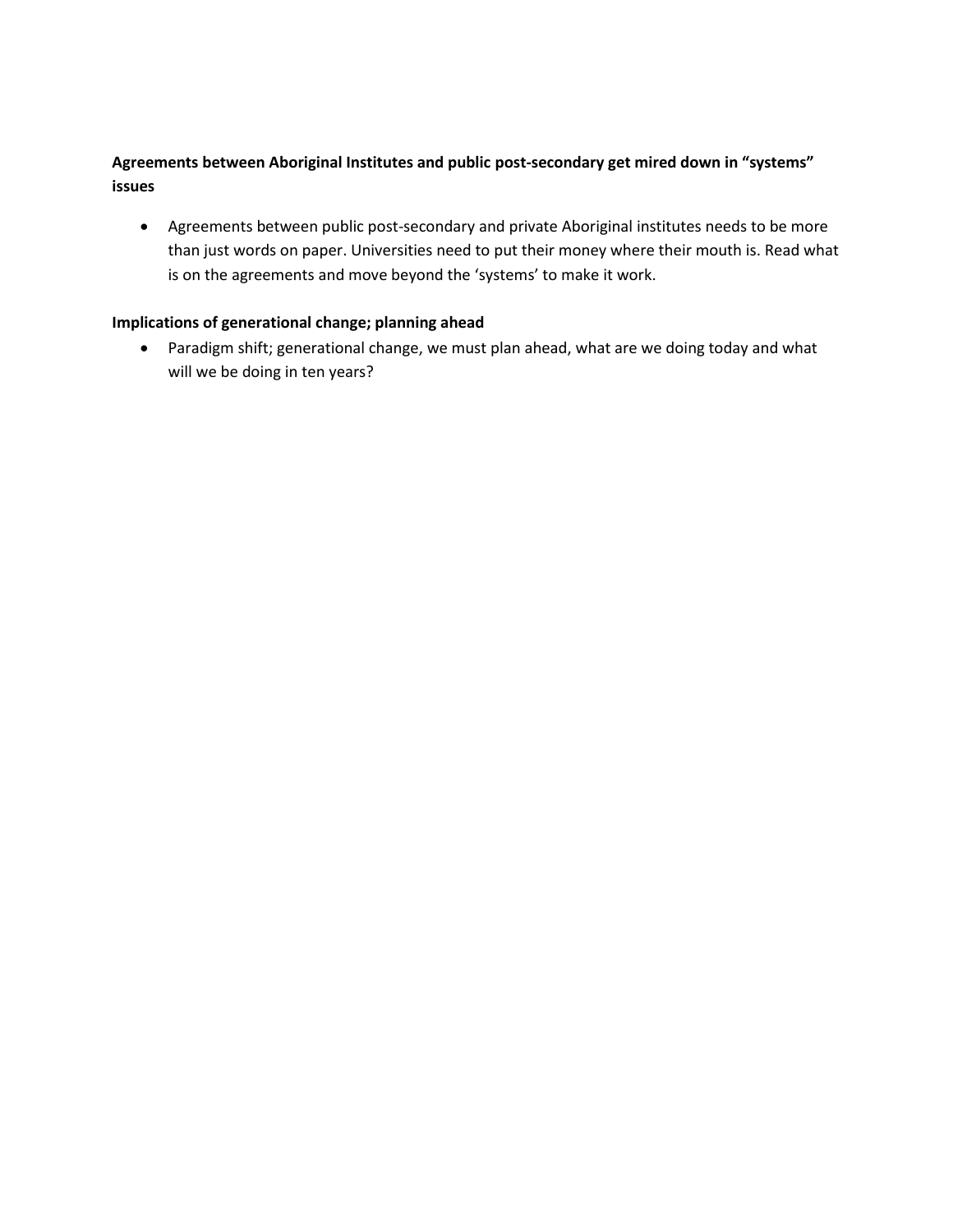**Agreements between Aboriginal Institutes and public post-secondary get mired down in "systems" issues**

- Agreements between public post-secondary and private Aboriginal institutes needs to be more than just words on paper. Universities need to put their money where their mouth is. Read what is on the agreements and move beyond the 'systems' to make it work.

**Implications of generational change; planning ahead**

- Paradigm shift; generational change, we must plan ahead, what are we doing today and what will we be doing in ten years?